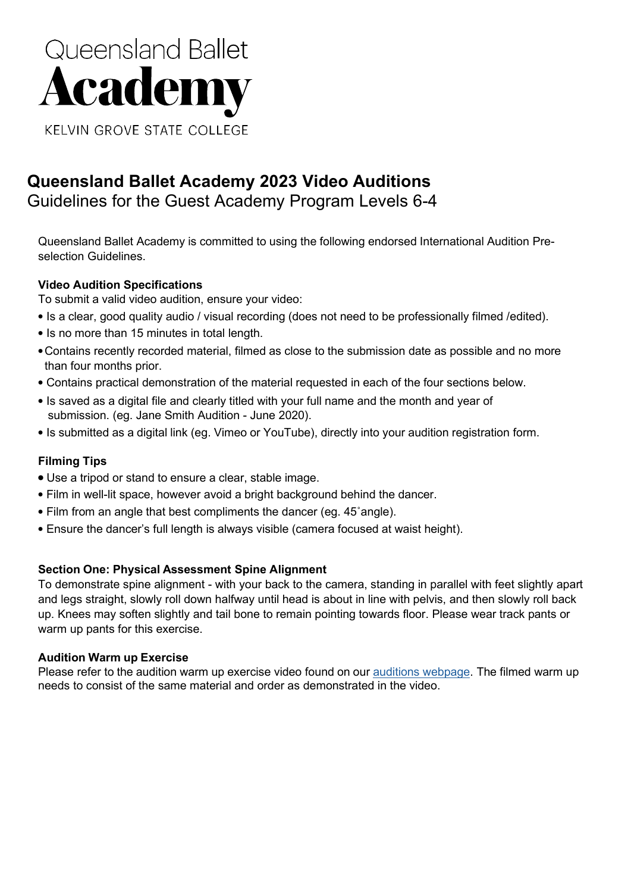Queensland Ballet

# Academy

KELVIN GROVE STATE COLLEGE

## Queensland Ballet Academy 2023 Video Auditions

Guidelines for the Guest Academy Program Levels 6-4

Queensland Ballet Academy is committed to using the following endorsed International Audition Pre-selection Guidelines.

**Video Audition Specifications**

To submit a valid video audition, ensure your video:

- Is a clear, good quality audio / visual recording (does not need to be professionally filmed /edited).
- Is no more than 15 minutes in total length.
- Contains recently recorded material, filmed as close to the submission date as possible and no more than four months prior.
- Contains practical demonstration of the material requested in each of the four sections below.
- Is saved as a digital file and clearly titled with your full name and the month and year of submission. (eg. Jane Smith Audition - June 2020).
- Is submitted as a digital link (eg. Vimeo or YouTube), directly into your audition registration form.

**Filming Tips**

- Use a tripod or stand to ensure a clear, stable image.
- Film in well-lit space, however avoid a bright background behind the dancer.
- Film from an angle that best compliments the dancer (eg. 45˚angle).
- Ensure the dancer's full length is always visible (camera focused at waist height).

**Section One: Physical Assessment Spine Alignment**

To demonstrate spine alignment - with your back to the camera, standing in parallel with feet slightly apart and legs straight, slowly roll down halfway until head is about in line with pelvis, and then slowly roll back up. Knees may soften slightly and tail bone to remain pointing towards floor. Please wear track pants or warm up pants for this exercise.

**Audition Warm up Exercise**

Please refer to the audition warm up exercise video found on our auditions webpage. The filmed warm up needs to consist of the same material and order as demonstrated in the video.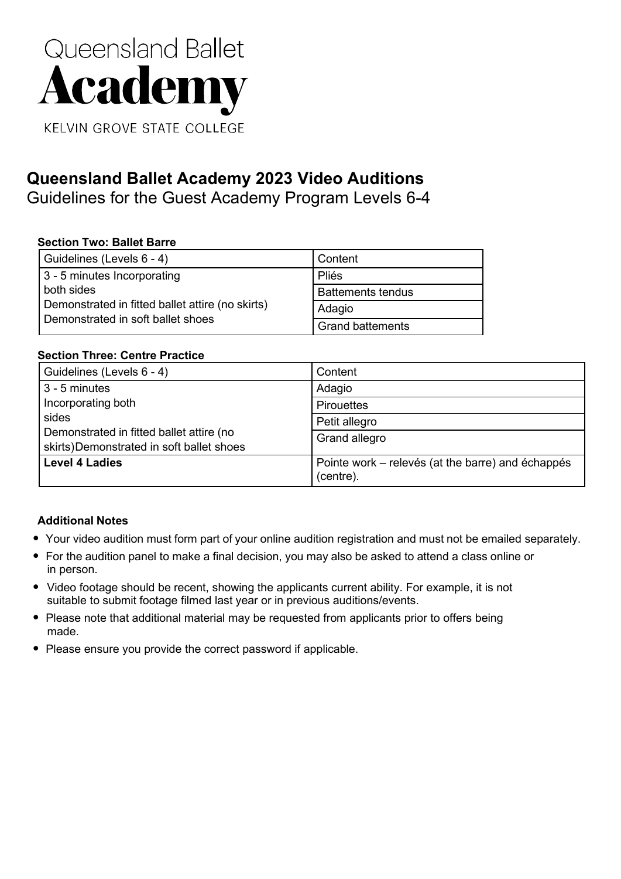Queensland Ballet

**Academy**

KELVIN GROVE STATE COLLEGE

# Queensland Ballet Academy 2023 Video Auditions

Guidelines for the Guest Academy Program Levels 6-4

### Section Two: Ballet Barre

| Guidelines (Levels 6 - 4) | Content |
|---|---|
| 3 - 5 minutes Incorporating both sides<br>Demonstrated in fitted ballet attire (no skirts)<br>Demonstrated in soft ballet shoes | Pliés |
| | Battements tendus |
| | Adagio |
| | Grand battements |

### Section Three: Centre Practice

| Guidelines (Levels 6 - 4) | Content |
|---|---|
| 3 - 5 minutes<br>Incorporating both sides<br>Demonstrated in fitted ballet attire (no skirts)Demonstrated in soft ballet shoes | Adagio |
| | Pirouettes |
| | Petit allegro |
| | Grand allegro |
| **Level 4 Ladies** | Pointe work – relevés (at the barre) and échappés (centre). |

### Additional Notes

- Your video audition must form part of your online audition registration and must not be emailed separately.
- For the audition panel to make a final decision, you may also be asked to attend a class online or in person.
- Video footage should be recent, showing the applicants current ability. For example, it is not suitable to submit footage filmed last year or in previous auditions/events.
- Please note that additional material may be requested from applicants prior to offers being made.
- Please ensure you provide the correct password if applicable.